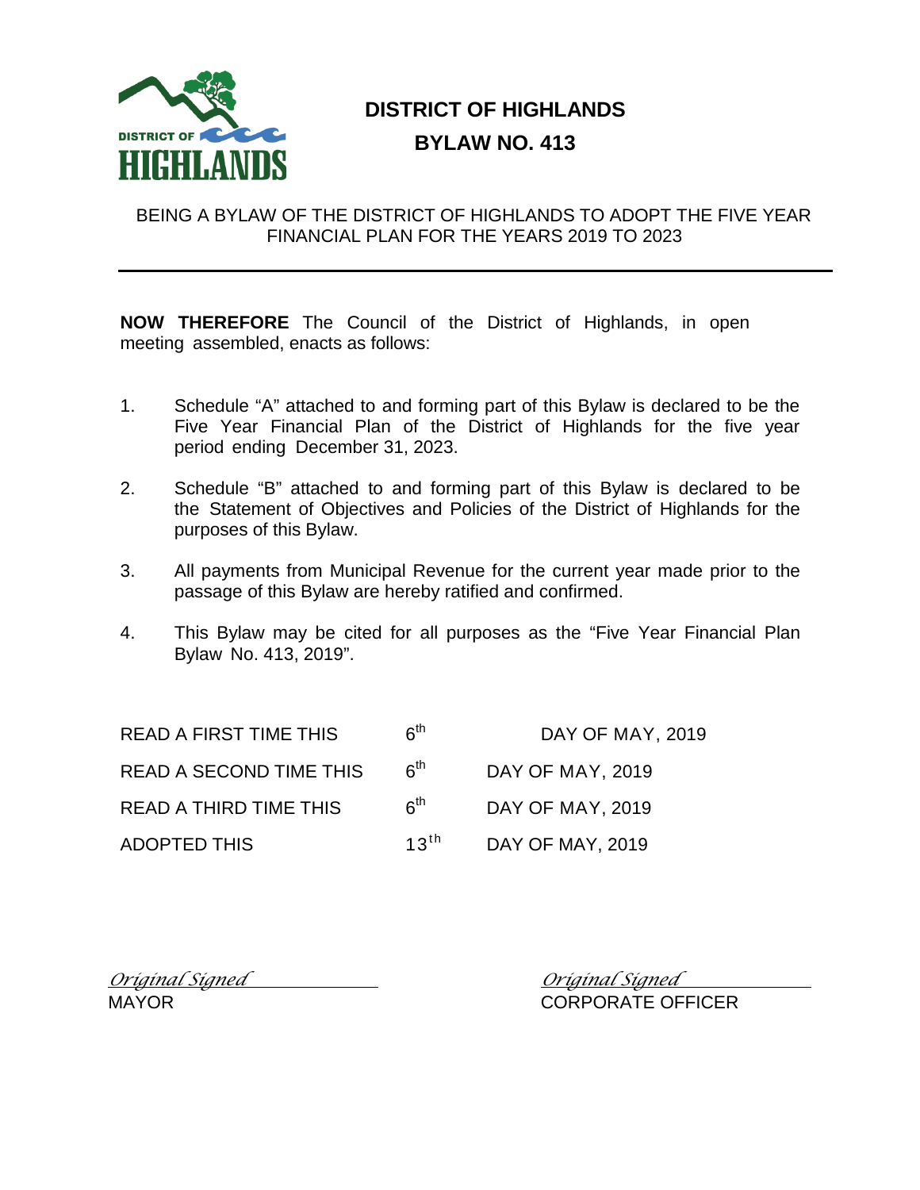# DISTRICT OF HIGHLANDS

## BYLAW NO. 413

BEING A BYLAW OF THE DISTRICT OF HIGHLANDS TO ADOPT THE FIVE YEAR FINANCIAL PLAN FOR THE YEARS 2019 TO 2023

---

**NOW THEREFORE** The Council of the District of Highlands, in open meeting assembled, enacts as follows:

1. Schedule "A" attached to and forming part of this Bylaw is declared to be the Five Year Financial Plan of the District of Highlands for the five year period ending December 31, 2023.

2. Schedule "B" attached to and forming part of this Bylaw is declared to be the Statement of Objectives and Policies of the District of Highlands for the purposes of this Bylaw.

3. All payments from Municipal Revenue for the current year made prior to the passage of this Bylaw are hereby ratified and confirmed.

4. This Bylaw may be cited for all purposes as the "Five Year Financial Plan Bylaw No. 413, 2019".

| | | |
|---|---|---|
| READ A FIRST TIME THIS | 6th | DAY OF MAY, 2019 |
| READ A SECOND TIME THIS | 6th | DAY OF MAY, 2019 |
| READ A THIRD TIME THIS | 6th | DAY OF MAY, 2019 |
| ADOPTED THIS | 13th | DAY OF MAY, 2019 |

*Original Signed*
MAYOR

*Original Signed*
CORPORATE OFFICER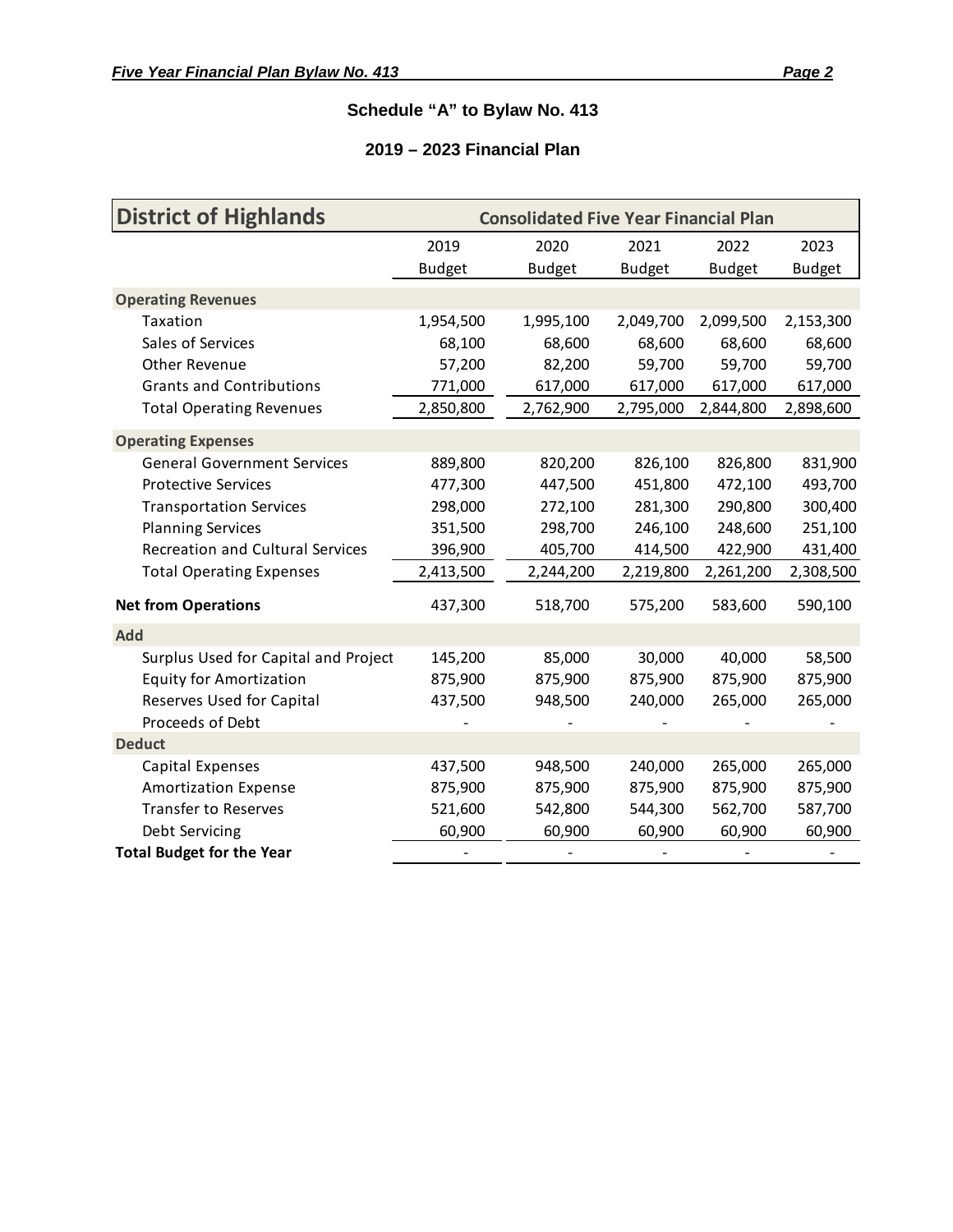## Schedule "A" to Bylaw No. 413

### 2019 – 2023 Financial Plan

| District of Highlands | Consolidated Five Year Financial Plan | | | | |
|---|---|---|---|---|---|
| | 2019 Budget | 2020 Budget | 2021 Budget | 2022 Budget | 2023 Budget |
| **Operating Revenues** | | | | | |
| Taxation | 1,954,500 | 1,995,100 | 2,049,700 | 2,099,500 | 2,153,300 |
| Sales of Services | 68,100 | 68,600 | 68,600 | 68,600 | 68,600 |
| Other Revenue | 57,200 | 82,200 | 59,700 | 59,700 | 59,700 |
| Grants and Contributions | 771,000 | 617,000 | 617,000 | 617,000 | 617,000 |
| Total Operating Revenues | 2,850,800 | 2,762,900 | 2,795,000 | 2,844,800 | 2,898,600 |
| **Operating Expenses** | | | | | |
| General Government Services | 889,800 | 820,200 | 826,100 | 826,800 | 831,900 |
| Protective Services | 477,300 | 447,500 | 451,800 | 472,100 | 493,700 |
| Transportation Services | 298,000 | 272,100 | 281,300 | 290,800 | 300,400 |
| Planning Services | 351,500 | 298,700 | 246,100 | 248,600 | 251,100 |
| Recreation and Cultural Services | 396,900 | 405,700 | 414,500 | 422,900 | 431,400 |
| Total Operating Expenses | 2,413,500 | 2,244,200 | 2,219,800 | 2,261,200 | 2,308,500 |
| **Net from Operations** | 437,300 | 518,700 | 575,200 | 583,600 | 590,100 |
| **Add** | | | | | |
| Surplus Used for Capital and Project | 145,200 | 85,000 | 30,000 | 40,000 | 58,500 |
| Equity for Amortization | 875,900 | 875,900 | 875,900 | 875,900 | 875,900 |
| Reserves Used for Capital | 437,500 | 948,500 | 240,000 | 265,000 | 265,000 |
| Proceeds of Debt | - | - | - | - | - |
| **Deduct** | | | | | |
| Capital Expenses | 437,500 | 948,500 | 240,000 | 265,000 | 265,000 |
| Amortization Expense | 875,900 | 875,900 | 875,900 | 875,900 | 875,900 |
| Transfer to Reserves | 521,600 | 542,800 | 544,300 | 562,700 | 587,700 |
| Debt Servicing | 60,900 | 60,900 | 60,900 | 60,900 | 60,900 |
| **Total Budget for the Year** | - | - | - | - | - |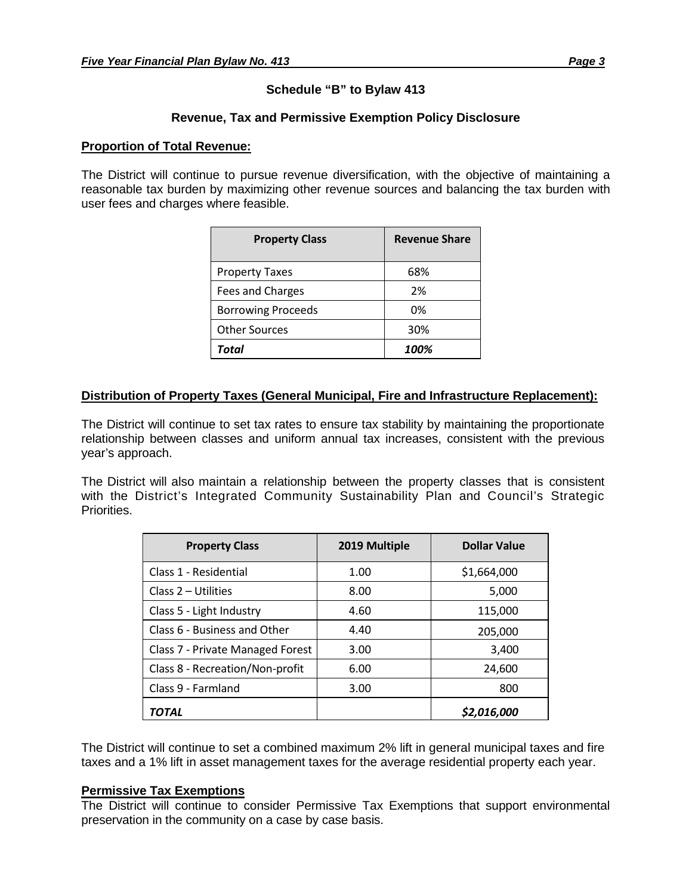### Schedule "B" to Bylaw 413

### Revenue, Tax and Permissive Exemption Policy Disclosure

**Proportion of Total Revenue:**

The District will continue to pursue revenue diversification, with the objective of maintaining a reasonable tax burden by maximizing other revenue sources and balancing the tax burden with user fees and charges where feasible.

| Property Class | Revenue Share |
|---|---|
| Property Taxes | 68% |
| Fees and Charges | 2% |
| Borrowing Proceeds | 0% |
| Other Sources | 30% |
| ***Total*** | ***100%*** |

**Distribution of Property Taxes (General Municipal, Fire and Infrastructure Replacement):**

The District will continue to set tax rates to ensure tax stability by maintaining the proportionate relationship between classes and uniform annual tax increases, consistent with the previous year's approach.

The District will also maintain a relationship between the property classes that is consistent with the District's Integrated Community Sustainability Plan and Council's Strategic Priorities.

| Property Class | 2019 Multiple | Dollar Value |
|---|---|---|
| Class 1 - Residential | 1.00 | $1,664,000 |
| Class 2 – Utilities | 8.00 | 5,000 |
| Class 5 - Light Industry | 4.60 | 115,000 |
| Class 6 - Business and Other | 4.40 | 205,000 |
| Class 7 - Private Managed Forest | 3.00 | 3,400 |
| Class 8 - Recreation/Non-profit | 6.00 | 24,600 |
| Class 9 - Farmland | 3.00 | 800 |
| ***TOTAL*** | | ***$2,016,000*** |

The District will continue to set a combined maximum 2% lift in general municipal taxes and fire taxes and a 1% lift in asset management taxes for the average residential property each year.

**Permissive Tax Exemptions**

The District will continue to consider Permissive Tax Exemptions that support environmental preservation in the community on a case by case basis.